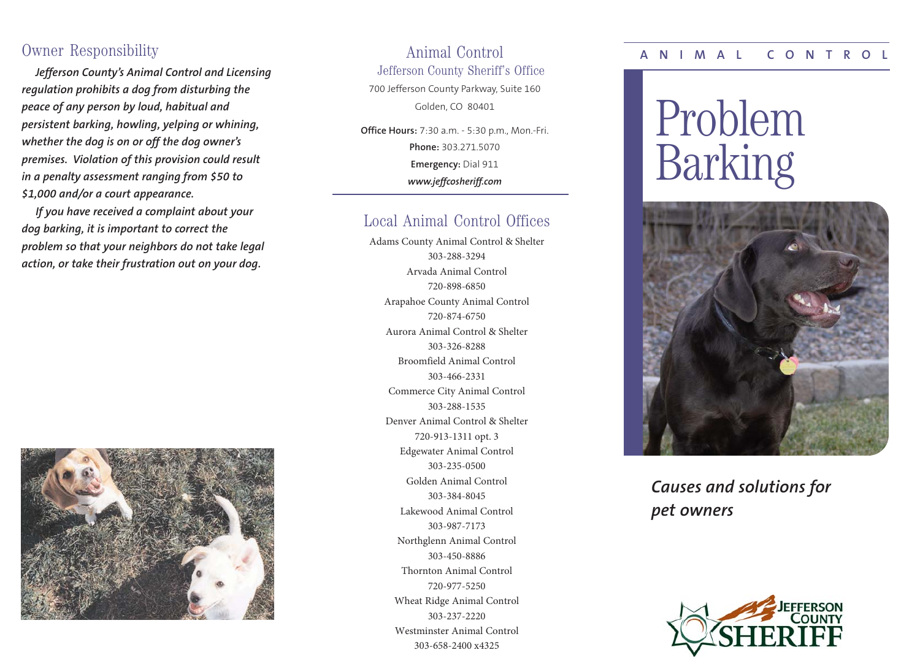## Owner Responsibility

***Jefferson County's Animal Control and Licensing regulation prohibits a dog from disturbing the peace of any person by loud, habitual and persistent barking, howling, yelping or whining, whether the dog is on or off the dog owner's premises. Violation of this provision could result in a penalty assessment ranging from $50 to $1,000 and/or a court appearance.***

***If you have received a complaint about your dog barking, it is important to correct the problem so that your neighbors do not take legal action, or take their frustration out on your dog.***

## Animal Control

### Jefferson County Sheriff's Office

700 Jefferson County Parkway, Suite 160

Golden, CO 80401

**Office Hours:** 7:30 a.m. - 5:30 p.m., Mon.-Fri.

**Phone:** 303.271.5070

**Emergency:** Dial 911

***www.jeffcosheriff.com***

## Local Animal Control Offices

Adams County Animal Control & Shelter
303-288-3294

Arvada Animal Control
720-898-6850

Arapahoe County Animal Control
720-874-6750

Aurora Animal Control & Shelter
303-326-8288

Broomfield Animal Control
303-466-2331

Commerce City Animal Control
303-288-1535

Denver Animal Control & Shelter
720-913-1311 opt. 3

Edgewater Animal Control
303-235-0500

Golden Animal Control
303-384-8045

Lakewood Animal Control
303-987-7173

Northglenn Animal Control
303-450-8886

Thornton Animal Control
720-977-5250

Wheat Ridge Animal Control
303-237-2220

Westminster Animal Control
303-658-2400 x4325

**ANIMAL CONTROL**

# Problem Barking

***Causes and solutions for pet owners***

JEFFERSON COUNTY SHERIFF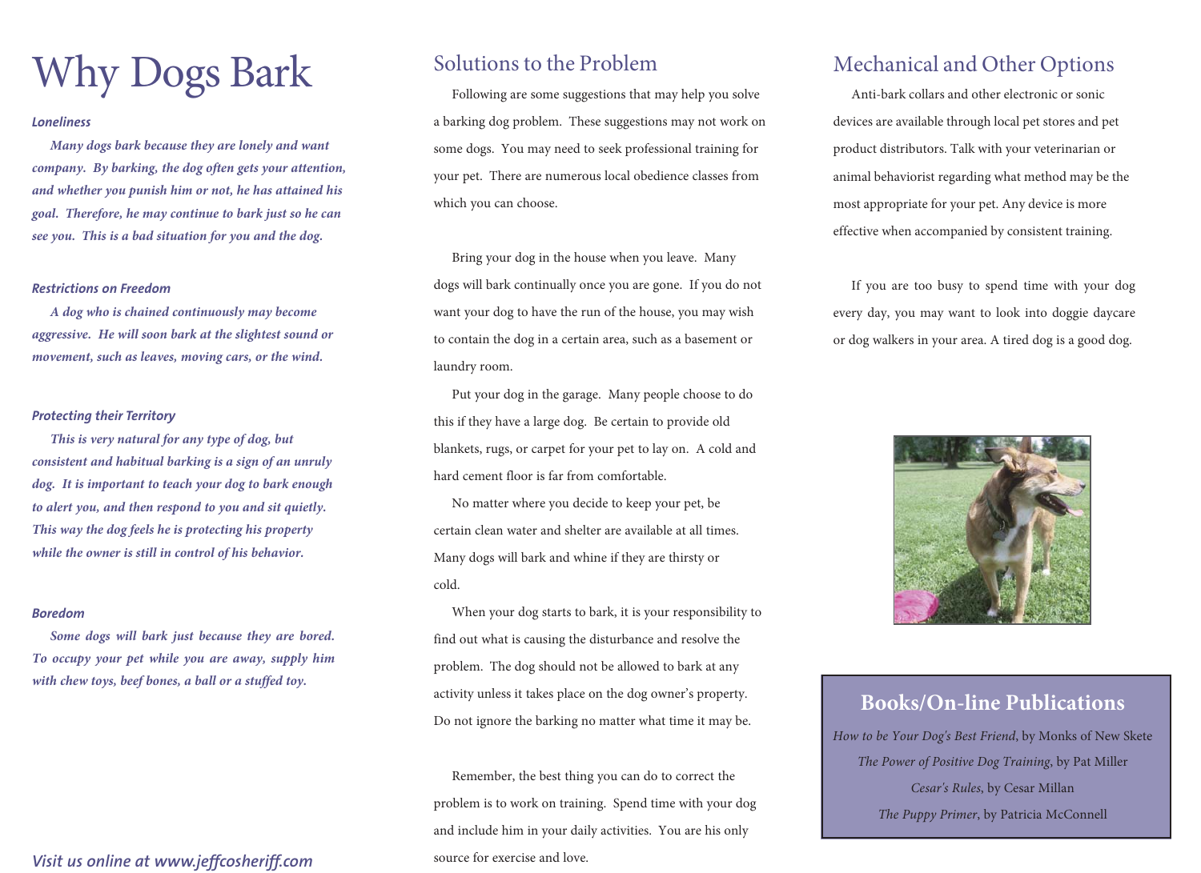# Why Dogs Bark

### *Loneliness*

***Many dogs bark because they are lonely and want company. By barking, the dog often gets your attention, and whether you punish him or not, he has attained his goal. Therefore, he may continue to bark just so he can see you. This is a bad situation for you and the dog.***

### *Restrictions on Freedom*

***A dog who is chained continuously may become aggressive. He will soon bark at the slightest sound or movement, such as leaves, moving cars, or the wind.***

### *Protecting their Territory*

***This is very natural for any type of dog, but consistent and habitual barking is a sign of an unruly dog. It is important to teach your dog to bark enough to alert you, and then respond to you and sit quietly. This way the dog feels he is protecting his property while the owner is still in control of his behavior.***

### *Boredom*

***Some dogs will bark just because they are bored. To occupy your pet while you are away, supply him with chew toys, beef bones, a ball or a stuffed toy.***

*Visit us online at www.jeffcosheriff.com*

## Solutions to the Problem

Following are some suggestions that may help you solve a barking dog problem. These suggestions may not work on some dogs. You may need to seek professional training for your pet. There are numerous local obedience classes from which you can choose.

Bring your dog in the house when you leave. Many dogs will bark continually once you are gone. If you do not want your dog to have the run of the house, you may wish to contain the dog in a certain area, such as a basement or laundry room.

Put your dog in the garage. Many people choose to do this if they have a large dog. Be certain to provide old blankets, rugs, or carpet for your pet to lay on. A cold and hard cement floor is far from comfortable.

No matter where you decide to keep your pet, be certain clean water and shelter are available at all times. Many dogs will bark and whine if they are thirsty or cold.

When your dog starts to bark, it is your responsibility to find out what is causing the disturbance and resolve the problem. The dog should not be allowed to bark at any activity unless it takes place on the dog owner's property. Do not ignore the barking no matter what time it may be.

Remember, the best thing you can do to correct the problem is to work on training. Spend time with your dog and include him in your daily activities. You are his only source for exercise and love.

## Mechanical and Other Options

Anti-bark collars and other electronic or sonic devices are available through local pet stores and pet product distributors. Talk with your veterinarian or animal behaviorist regarding what method may be the most appropriate for your pet. Any device is more effective when accompanied by consistent training.

If you are too busy to spend time with your dog every day, you may want to look into doggie daycare or dog walkers in your area. A tired dog is a good dog.

## Books/On-line Publications

*How to be Your Dog's Best Friend*, by Monks of New Skete

*The Power of Positive Dog Training*, by Pat Miller

*Cesar's Rules*, by Cesar Millan

*The Puppy Primer*, by Patricia McConnell